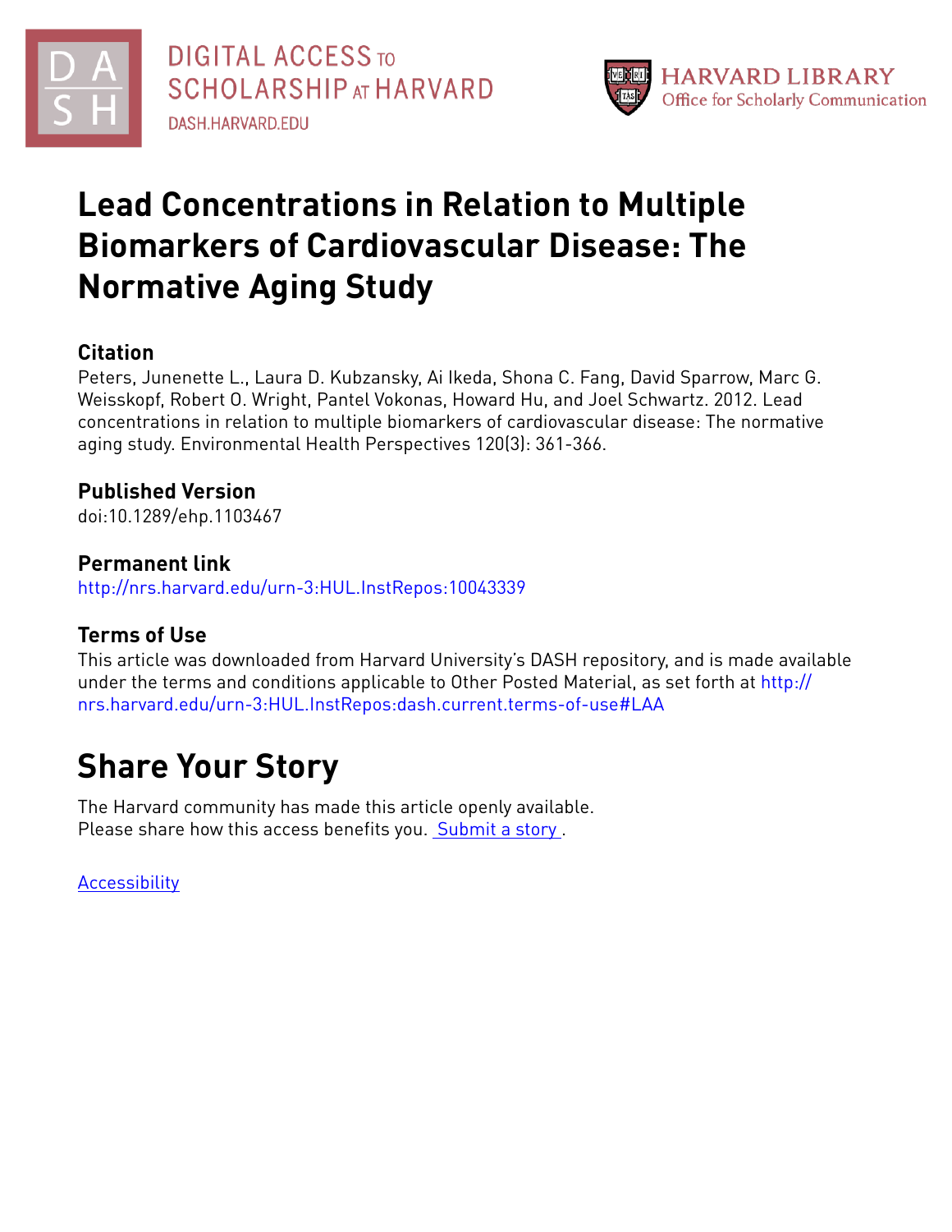# Lead Concentrations in Relation to Multiple Biomarkers of Cardiovascular Disease: The Normative Aging Study

## Citation

Peters, Junenette L., Laura D. Kubzansky, Ai Ikeda, Shona C. Fang, David Sparrow, Marc G. Weisskopf, Robert O. Wright, Pantel Vokonas, Howard Hu, and Joel Schwartz. 2012. Lead concentrations in relation to multiple biomarkers of cardiovascular disease: The normative aging study. Environmental Health Perspectives 120(3): 361-366.

## Published Version

doi:10.1289/ehp.1103467

## Permanent link

http://nrs.harvard.edu/urn-3:HUL.InstRepos:10043339

## Terms of Use

This article was downloaded from Harvard University's DASH repository, and is made available under the terms and conditions applicable to Other Posted Material, as set forth at http://nrs.harvard.edu/urn-3:HUL.InstRepos:dash.current.terms-of-use#LAA

# Share Your Story

The Harvard community has made this article openly available.
Please share how this access benefits you. Submit a story .

Accessibility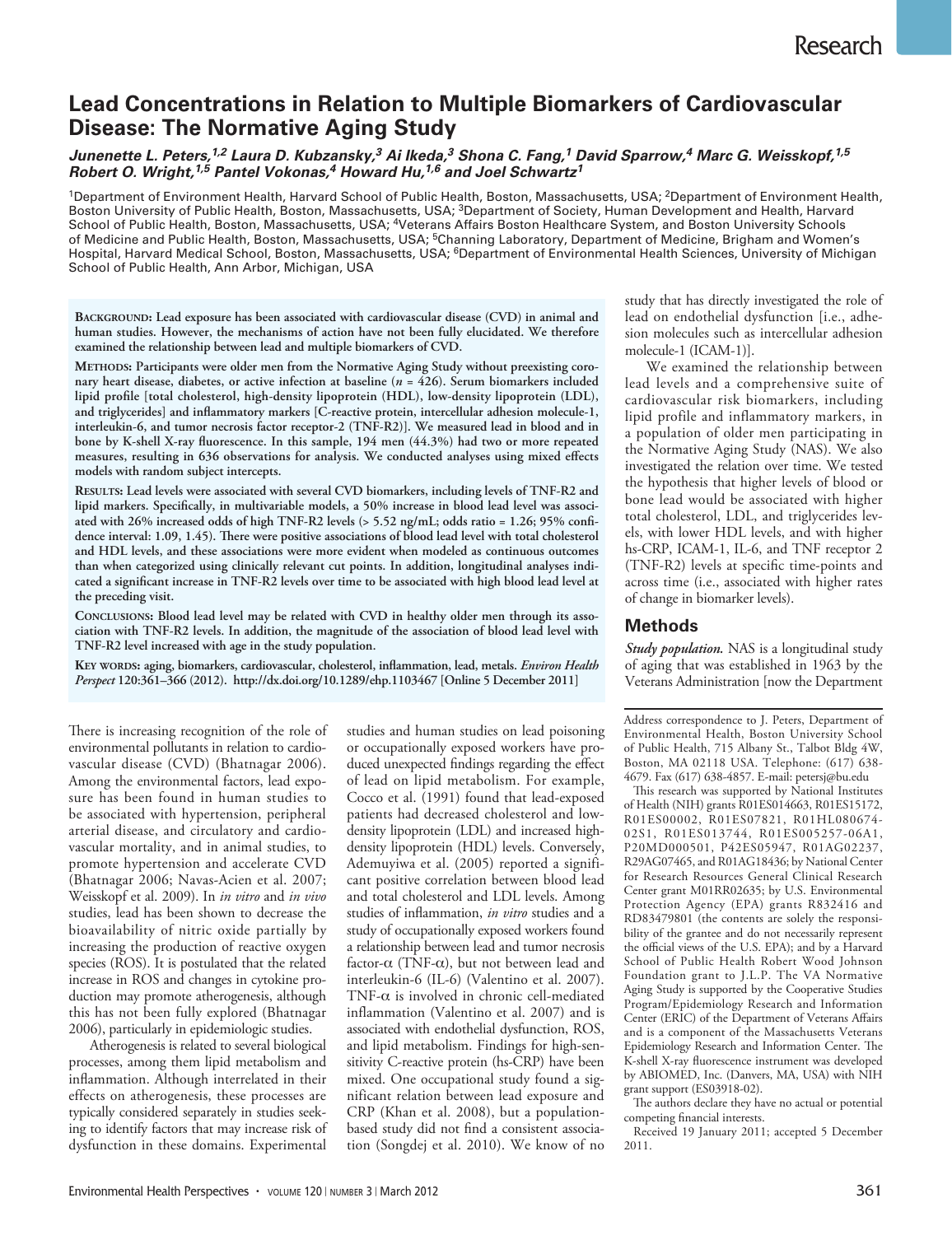# Lead Concentrations in Relation to Multiple Biomarkers of Cardiovascular Disease: The Normative Aging Study

***Junenette L. Peters,[1,2] Laura D. Kubzansky,[3] Ai Ikeda,[3] Shona C. Fang,[1] David Sparrow,[4] Marc G. Weisskopf,[1,5] Robert O. Wright,[1,5] Pantel Vokonas,[4] Howard Hu,[1,6] and Joel Schwartz[1]***

[1]Department of Environment Health, Harvard School of Public Health, Boston, Massachusetts, USA; [2]Department of Environment Health, Boston University School of Public Health, Boston, Massachusetts, USA; [3]Department of Society, Human Development and Health, Harvard School of Public Health, Boston, Massachusetts, USA; [4]Veterans Affairs Boston Healthcare System, and Boston University Schools of Medicine and Public Health, Boston, Massachusetts, USA; [5]Channing Laboratory, Department of Medicine, Brigham and Women's Hospital, Harvard Medical School, Boston, Massachusetts, USA; [6]Department of Environmental Health Sciences, University of Michigan School of Public Health, Ann Arbor, Michigan, USA

**Background: Lead exposure has been associated with cardiovascular disease (CVD) in animal and human studies. However, the mechanisms of action have not been fully elucidated. We therefore examined the relationship between lead and multiple biomarkers of CVD.**

**Methods: Participants were older men from the Normative Aging Study without preexisting coronary heart disease, diabetes, or active infection at baseline (*n* = 426). Serum biomarkers included lipid profile [total cholesterol, high-density lipoprotein (HDL), low-density lipoprotein (LDL), and triglycerides] and inflammatory markers [C-reactive protein, intercellular adhesion molecule-1, interleukin-6, and tumor necrosis factor receptor-2 (TNF-R2)]. We measured lead in blood and in bone by K-shell X-ray fluorescence. In this sample, 194 men (44.3%) had two or more repeated measures, resulting in 636 observations for analysis. We conducted analyses using mixed effects models with random subject intercepts.**

**Results: Lead levels were associated with several CVD biomarkers, including levels of TNF-R2 and lipid markers. Specifically, in multivariable models, a 50% increase in blood lead level was associated with 26% increased odds of high TNF-R2 levels (> 5.52 ng/mL; odds ratio = 1.26; 95% confidence interval: 1.09, 1.45). There were positive associations of blood lead level with total cholesterol and HDL levels, and these associations were more evident when modeled as continuous outcomes than when categorized using clinically relevant cut points. In addition, longitudinal analyses indicated a significant increase in TNF-R2 levels over time to be associated with high blood lead level at the preceding visit.**

**Conclusions: Blood lead level may be related with CVD in healthy older men through its association with TNF-R2 levels. In addition, the magnitude of the association of blood lead level with TNF-R2 level increased with age in the study population.**

**Key words: aging, biomarkers, cardiovascular, cholesterol, inflammation, lead, metals. *Environ Health Perspect* 120:361–366 (2012). http://dx.doi.org/10.1289/ehp.1103467 [Online 5 December 2011]**

There is increasing recognition of the role of environmental pollutants in relation to cardiovascular disease (CVD) (Bhatnagar 2006). Among the environmental factors, lead exposure has been found in human studies to be associated with hypertension, peripheral arterial disease, and circulatory and cardiovascular mortality, and in animal studies, to promote hypertension and accelerate CVD (Bhatnagar 2006; Navas-Acien et al. 2007; Weisskopf et al. 2009). In *in vitro* and *in vivo* studies, lead has been shown to decrease the bioavailability of nitric oxide partially by increasing the production of reactive oxygen species (ROS). It is postulated that the related increase in ROS and changes in cytokine production may promote atherogenesis, although this has not been fully explored (Bhatnagar 2006), particularly in epidemiologic studies.

Atherogenesis is related to several biological processes, among them lipid metabolism and inflammation. Although interrelated in their effects on atherogenesis, these processes are typically considered separately in studies seeking to identify factors that may increase risk of dysfunction in these domains. Experimental studies and human studies on lead poisoning or occupationally exposed workers have produced unexpected findings regarding the effect of lead on lipid metabolism. For example, Cocco et al. (1991) found that lead-exposed patients had decreased cholesterol and low-density lipoprotein (LDL) and increased high-density lipoprotein (HDL) levels. Conversely, Ademuyiwa et al. (2005) reported a significant positive correlation between blood lead and total cholesterol and LDL levels. Among studies of inflammation, *in vitro* studies and a study of occupationally exposed workers found a relationship between lead and tumor necrosis factor-α (TNF-α), but not between lead and interleukin-6 (IL-6) (Valentino et al. 2007). TNF-α is involved in chronic cell-mediated inflammation (Valentino et al. 2007) and is associated with endothelial dysfunction, ROS, and lipid metabolism. Findings for high-sensitivity C-reactive protein (hs-CRP) have been mixed. One occupational study found a significant relation between lead exposure and CRP (Khan et al. 2008), but a population-based study did not find a consistent association (Songdej et al. 2010). We know of no study that has directly investigated the role of lead on endothelial dysfunction [i.e., adhesion molecules such as intercellular adhesion molecule-1 (ICAM-1)].

We examined the relationship between lead levels and a comprehensive suite of cardiovascular risk biomarkers, including lipid profile and inflammatory markers, in a population of older men participating in the Normative Aging Study (NAS). We also investigated the relation over time. We tested the hypothesis that higher levels of blood or bone lead would be associated with higher total cholesterol, LDL, and triglycerides levels, with lower HDL levels, and with higher hs-CRP, ICAM-1, IL-6, and TNF receptor 2 (TNF-R2) levels at specific time-points and across time (i.e., associated with higher rates of change in biomarker levels).

## Methods

***Study population.*** NAS is a longitudinal study of aging that was established in 1963 by the Veterans Administration [now the Department

Address correspondence to J. Peters, Department of Environmental Health, Boston University School of Public Health, 715 Albany St., Talbot Bldg 4W, Boston, MA 02118 USA. Telephone: (617) 638-4679. Fax (617) 638-4857. E-mail: petersj@bu.edu

This research was supported by National Institutes of Health (NIH) grants R01ES014663, R01ES15172, R01ES00002, R01ES07821, R01HL080674-02S1, R01ES013744, R01ES005257-06A1, P20MD000501, P42ES05947, R01AG02237, R29AG07465, and R01AG18436; by National Center for Research Resources General Clinical Research Center grant M01RR02635; by U.S. Environmental Protection Agency (EPA) grants R832416 and RD83479801 (the contents are solely the responsibility of the grantee and do not necessarily represent the official views of the U.S. EPA); and by a Harvard School of Public Health Robert Wood Johnson Foundation grant to J.L.P. The VA Normative Aging Study is supported by the Cooperative Studies Program/Epidemiology Research and Information Center (ERIC) of the Department of Veterans Affairs and is a component of the Massachusetts Veterans Epidemiology Research and Information Center. The K-shell X-ray fluorescence instrument was developed by ABIOMED, Inc. (Danvers, MA, USA) with NIH grant support (ES03918-02).

The authors declare they have no actual or potential competing financial interests.

Received 19 January 2011; accepted 5 December 2011.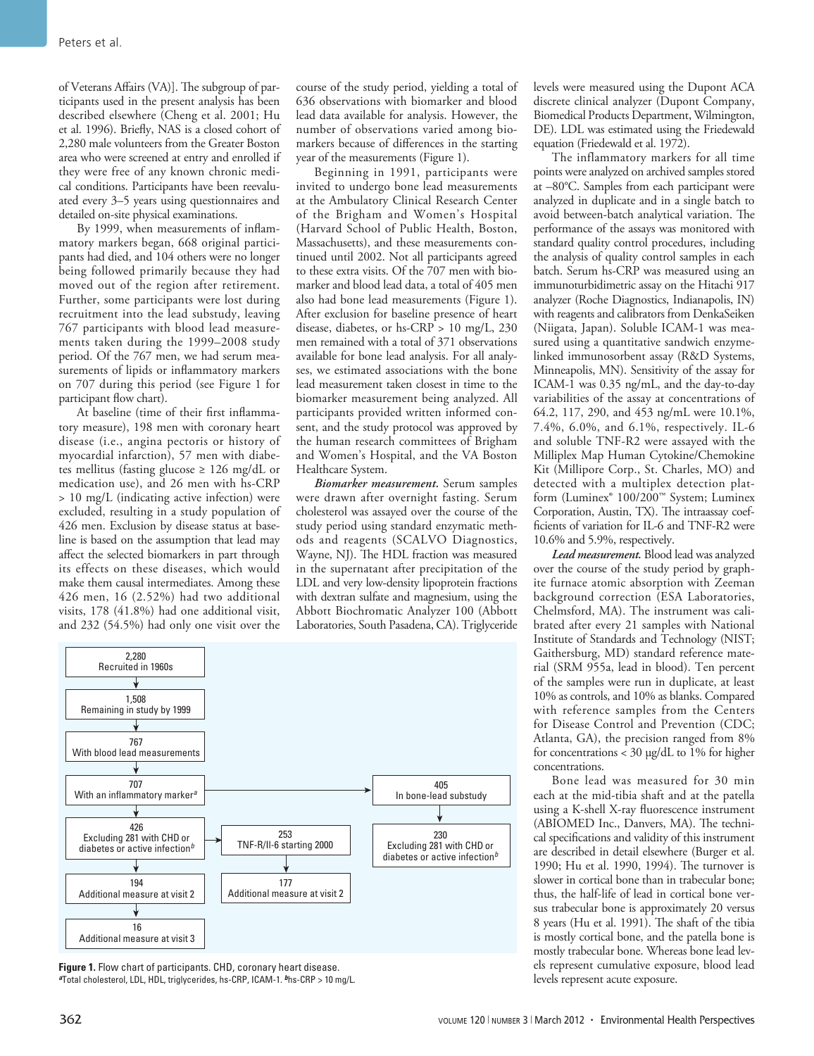of Veterans Affairs (VA)]. The subgroup of participants used in the present analysis has been described elsewhere (Cheng et al. 2001; Hu et al. 1996). Briefly, NAS is a closed cohort of 2,280 male volunteers from the Greater Boston area who were screened at entry and enrolled if they were free of any known chronic medical conditions. Participants have been reevaluated every 3–5 years using questionnaires and detailed on-site physical examinations.

By 1999, when measurements of inflammatory markers began, 668 original participants had died, and 104 others were no longer being followed primarily because they had moved out of the region after retirement. Further, some participants were lost during recruitment into the lead substudy, leaving 767 participants with blood lead measurements taken during the 1999–2008 study period. Of the 767 men, we had serum measurements of lipids or inflammatory markers on 707 during this period (see Figure 1 for participant flow chart).

At baseline (time of their first inflammatory measure), 198 men with coronary heart disease (i.e., angina pectoris or history of myocardial infarction), 57 men with diabetes mellitus (fasting glucose ≥ 126 mg/dL or medication use), and 26 men with hs-CRP > 10 mg/L (indicating active infection) were excluded, resulting in a study population of 426 men. Exclusion by disease status at baseline is based on the assumption that lead may affect the selected biomarkers in part through its effects on these diseases, which would make them causal intermediates. Among these 426 men, 16 (2.52%) had two additional visits, 178 (41.8%) had one additional visit, and 232 (54.5%) had only one visit over the course of the study period, yielding a total of 636 observations with biomarker and blood lead data available for analysis. However, the number of observations varied among biomarkers because of differences in the starting year of the measurements (Figure 1).

Beginning in 1991, participants were invited to undergo bone lead measurements at the Ambulatory Clinical Research Center of the Brigham and Women's Hospital (Harvard School of Public Health, Boston, Massachusetts), and these measurements continued until 2002. Not all participants agreed to these extra visits. Of the 707 men with biomarker and blood lead data, a total of 405 men also had bone lead measurements (Figure 1). After exclusion for baseline presence of heart disease, diabetes, or hs-CRP > 10 mg/L, 230 men remained with a total of 371 observations available for bone lead analysis. For all analyses, we estimated associations with the bone lead measurement taken closest in time to the biomarker measurement being analyzed. All participants provided written informed consent, and the study protocol was approved by the human research committees of Brigham and Women's Hospital, and the VA Boston Healthcare System.

***Biomarker measurement.*** Serum samples were drawn after overnight fasting. Serum cholesterol was assayed over the course of the study period using standard enzymatic methods and reagents (SCALVO Diagnostics, Wayne, NJ). The HDL fraction was measured in the supernatant after precipitation of the LDL and very low-density lipoprotein fractions with dextran sulfate and magnesium, using the Abbott Biochromatic Analyzer 100 (Abbott Laboratories, South Pasadena, CA). Triglyceride levels were measured using the Dupont ACA discrete clinical analyzer (Dupont Company, Biomedical Products Department, Wilmington, DE). LDL was estimated using the Friedewald equation (Friedewald et al. 1972).

The inflammatory markers for all time points were analyzed on archived samples stored at –80°C. Samples from each participant were analyzed in duplicate and in a single batch to avoid between-batch analytical variation. The performance of the assays was monitored with standard quality control procedures, including the analysis of quality control samples in each batch. Serum hs-CRP was measured using an immunoturbidimetric assay on the Hitachi 917 analyzer (Roche Diagnostics, Indianapolis, IN) with reagents and calibrators from DenkaSeiken (Niigata, Japan). Soluble ICAM-1 was measured using a quantitative sandwich enzyme-linked immunosorbent assay (R&D Systems, Minneapolis, MN). Sensitivity of the assay for ICAM-1 was 0.35 ng/mL, and the day-to-day variabilities of the assay at concentrations of 64.2, 117, 290, and 453 ng/mL were 10.1%, 7.4%, 6.0%, and 6.1%, respectively. IL-6 and soluble TNF-R2 were assayed with the Milliplex Map Human Cytokine/Chemokine Kit (Millipore Corp., St. Charles, MO) and detected with a multiplex detection platform (Luminex® 100/200™ System; Luminex Corporation, Austin, TX). The intraassay coefficients of variation for IL-6 and TNF-R2 were 10.6% and 5.9%, respectively.

***Lead measurement.*** Blood lead was analyzed over the course of the study period by graphite furnace atomic absorption with Zeeman background correction (ESA Laboratories, Chelmsford, MA). The instrument was calibrated after every 21 samples with National Institute of Standards and Technology (NIST; Gaithersburg, MD) standard reference material (SRM 955a, lead in blood). Ten percent of the samples were run in duplicate, at least 10% as controls, and 10% as blanks. Compared with reference samples from the Centers for Disease Control and Prevention (CDC; Atlanta, GA), the precision ranged from 8% for concentrations < 30 μg/dL to 1% for higher concentrations.

Bone lead was measured for 30 min each at the mid-tibia shaft and at the patella using a K-shell X-ray fluorescence instrument (ABIOMED Inc., Danvers, MA). The technical specifications and validity of this instrument are described in detail elsewhere (Burger et al. 1990; Hu et al. 1990, 1994). The turnover is slower in cortical bone than in trabecular bone; thus, the half-life of lead in cortical bone versus trabecular bone is approximately 20 versus 8 years (Hu et al. 1991). The shaft of the tibia is mostly cortical bone, and the patella bone is mostly trabecular bone. Whereas bone lead levels represent cumulative exposure, blood lead levels represent acute exposure.

2,280 Recruited in 1960s → 1,508 Remaining in study by 1999 → 767 With blood lead measurements → 707 With an inflammatory marker[a]

707 With an inflammatory marker[a] → 426 Excluding 281 with CHD or diabetes or active infection[b] → 194 Additional measure at visit 2 → 16 Additional measure at visit 3

426 → 253 TNF-R/Il-6 starting 2000 → 177 Additional measure at visit 2

707 → 405 In bone-lead substudy → 230 Excluding 281 with CHD or diabetes or active infection[b]

**Figure 1.** Flow chart of participants. CHD, coronary heart disease.
[a]Total cholesterol, LDL, HDL, triglycerides, hs-CRP, ICAM-1. [b]hs-CRP > 10 mg/L.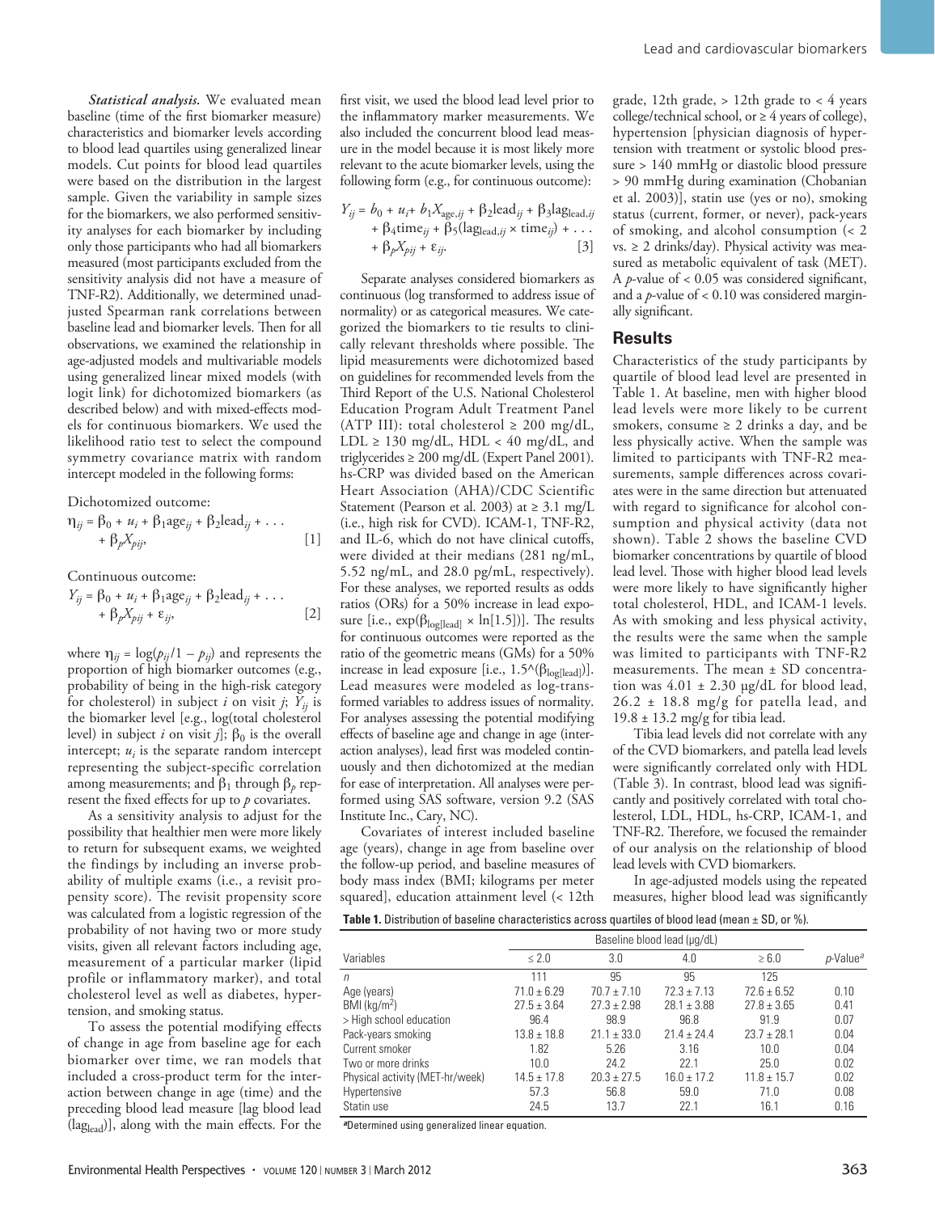***Statistical analysis.*** We evaluated mean baseline (time of the first biomarker measure) characteristics and biomarker levels according to blood lead quartiles using generalized linear models. Cut points for blood lead quartiles were based on the distribution in the largest sample. Given the variability in sample sizes for the biomarkers, we also performed sensitivity analyses for each biomarker by including only those participants who had all biomarkers measured (most participants excluded from the sensitivity analysis did not have a measure of TNF-R2). Additionally, we determined unadjusted Spearman rank correlations between baseline lead and biomarker levels. Then for all observations, we examined the relationship in age-adjusted models and multivariable models using generalized linear mixed models (with logit link) for dichotomized biomarkers (as described below) and with mixed-effects models for continuous biomarkers. We used the likelihood ratio test to select the compound symmetry covariance matrix with random intercept modeled in the following forms:

Dichotomized outcome:

$$\eta_{ij} = \beta_0 + u_i + \beta_1 \text{age}_{ij} + \beta_2 \text{lead}_{ij} + \ldots + \beta_p X_{pij}, \qquad [1]$$

Continuous outcome:

$$Y_{ij} = \beta_0 + u_i + \beta_1 \text{age}_{ij} + \beta_2 \text{lead}_{ij} + \ldots + \beta_p X_{pij} + \varepsilon_{ij}, \qquad [2]$$

where $\eta_{ij} = \log(p_{ij}/1 - p_{ij})$ and represents the proportion of high biomarker outcomes (e.g., probability of being in the high-risk category for cholesterol) in subject $i$ on visit $j$; $Y_{ij}$ is the biomarker level [e.g., log(total cholesterol level) in subject $i$ on visit $j$]; $\beta_0$ is the overall intercept; $u_i$ is the separate random intercept representing the subject-specific correlation among measurements; and $\beta_1$ through $\beta_p$ represent the fixed effects for up to $p$ covariates.

As a sensitivity analysis to adjust for the possibility that healthier men were more likely to return for subsequent exams, we weighted the findings by including an inverse probability of multiple exams (i.e., a revisit propensity score). The revisit propensity score was calculated from a logistic regression of the probability of not having two or more study visits, given all relevant factors including age, measurement of a particular marker (lipid profile or inflammatory marker), and total cholesterol level as well as diabetes, hypertension, and smoking status.

To assess the potential modifying effects of change in age from baseline age for each biomarker over time, we ran models that included a cross-product term for the interaction between change in age (time) and the preceding blood lead measure [lag blood lead ($\text{lag}_{\text{lead}}$)], along with the main effects. For the first visit, we used the blood lead level prior to the inflammatory marker measurements. We also included the concurrent blood lead measure in the model because it is most likely more relevant to the acute biomarker levels, using the following form (e.g., for continuous outcome):

$$Y_{ij} = b_0 + u_i + b_1 X_{\text{age},ij} + \beta_2 \text{lead}_{ij} + \beta_3 \text{lag}_{\text{lead},ij} + \beta_4 \text{time}_{ij} + \beta_5(\text{lag}_{\text{lead},ij} \times \text{time}_{ij}) + \ldots + \beta_p X_{pij} + \varepsilon_{ij}. \qquad [3]$$

Separate analyses considered biomarkers as continuous (log transformed to address issue of normality) or as categorical measures. We categorized the biomarkers to tie results to clinically relevant thresholds where possible. The lipid measurements were dichotomized based on guidelines for recommended levels from the Third Report of the U.S. National Cholesterol Education Program Adult Treatment Panel (ATP III): total cholesterol ≥ 200 mg/dL, LDL ≥ 130 mg/dL, HDL < 40 mg/dL, and triglycerides ≥ 200 mg/dL (Expert Panel 2001). hs-CRP was divided based on the American Heart Association (AHA)/CDC Scientific Statement (Pearson et al. 2003) at ≥ 3.1 mg/L (i.e., high risk for CVD). ICAM-1, TNF-R2, and IL-6, which do not have clinical cutoffs, were divided at their medians (281 ng/mL, 5.52 ng/mL, and 28.0 pg/mL, respectively). For these analyses, we reported results as odds ratios (ORs) for a 50% increase in lead exposure [i.e., $\exp(\beta_{\log[\text{lead}]} \times \ln[1.5])$]. The results for continuous outcomes were reported as the ratio of the geometric means (GMs) for a 50% increase in lead exposure [i.e., $1.5^{\wedge}(\beta_{\log[\text{lead}]})$]. Lead measures were modeled as log-transformed variables to address issues of normality. For analyses assessing the potential modifying effects of baseline age and change in age (interaction analyses), lead first was modeled continuously and then dichotomized at the median for ease of interpretation. All analyses were performed using SAS software, version 9.2 (SAS Institute Inc., Cary, NC).

Covariates of interest included baseline age (years), change in age from baseline over the follow-up period, and baseline measures of body mass index (BMI; kilograms per meter squared], education attainment level (< 12th grade, 12th grade, > 12th grade to < 4 years college/technical school, or ≥ 4 years of college), hypertension [physician diagnosis of hypertension with treatment or systolic blood pressure > 140 mmHg or diastolic blood pressure > 90 mmHg during examination (Chobanian et al. 2003)], statin use (yes or no), smoking status (current, former, or never), pack-years of smoking, and alcohol consumption (< 2 vs. ≥ 2 drinks/day). Physical activity was measured as metabolic equivalent of task (MET). A $p$-value of < 0.05 was considered significant, and a $p$-value of < 0.10 was considered marginally significant.

## Results

Characteristics of the study participants by quartile of blood lead level are presented in Table 1. At baseline, men with higher blood lead levels were more likely to be current smokers, consume ≥ 2 drinks a day, and be less physically active. When the sample was limited to participants with TNF-R2 measurements, sample differences across covariates were in the same direction but attenuated with regard to significance for alcohol consumption and physical activity (data not shown). Table 2 shows the baseline CVD biomarker concentrations by quartile of blood lead level. Those with higher blood lead levels were more likely to have significantly higher total cholesterol, HDL, and ICAM-1 levels. As with smoking and less physical activity, the results were the same when the sample was limited to participants with TNF-R2 measurements. The mean ± SD concentration was 4.01 ± 2.30 μg/dL for blood lead, 26.2 ± 18.8 mg/g for patella lead, and 19.8 ± 13.2 mg/g for tibia lead.

Tibia lead levels did not correlate with any of the CVD biomarkers, and patella lead levels were significantly correlated only with HDL (Table 3). In contrast, blood lead was significantly and positively correlated with total cholesterol, LDL, HDL, hs-CRP, ICAM-1, and TNF-R2. Therefore, we focused the remainder of our analysis on the relationship of blood lead levels with CVD biomarkers.

In age-adjusted models using the repeated measures, higher blood lead was significantly

**Table 1.** Distribution of baseline characteristics across quartiles of blood lead (mean ± SD, or %).

| Variables | Baseline blood lead (μg/dL) | | | | $p$-Value[a] |
|---|---|---|---|---|---|
| | ≤ 2.0 | 3.0 | 4.0 | ≥ 6.0 | |
| $n$ | 111 | 95 | 95 | 125 | |
| Age (years) | 71.0 ± 6.29 | 70.7 ± 7.10 | 72.3 ± 7.13 | 72.6 ± 6.52 | 0.10 |
| BMI (kg/m$^2$) | 27.5 ± 3.64 | 27.3 ± 2.98 | 28.1 ± 3.88 | 27.8 ± 3.65 | 0.41 |
| > High school education | 96.4 | 98.9 | 96.8 | 91.9 | 0.07 |
| Pack-years smoking | 13.8 ± 18.8 | 21.1 ± 33.0 | 21.4 ± 24.4 | 23.7 ± 28.1 | 0.04 |
| Current smoker | 1.82 | 5.26 | 3.16 | 10.0 | 0.04 |
| Two or more drinks | 10.0 | 24.2 | 22.1 | 25.0 | 0.02 |
| Physical activity (MET-hr/week) | 14.5 ± 17.8 | 20.3 ± 27.5 | 16.0 ± 17.2 | 11.8 ± 15.7 | 0.02 |
| Hypertensive | 57.3 | 56.8 | 59.0 | 71.0 | 0.08 |
| Statin use | 24.5 | 13.7 | 22.1 | 16.1 | 0.16 |

[a]Determined using generalized linear equation.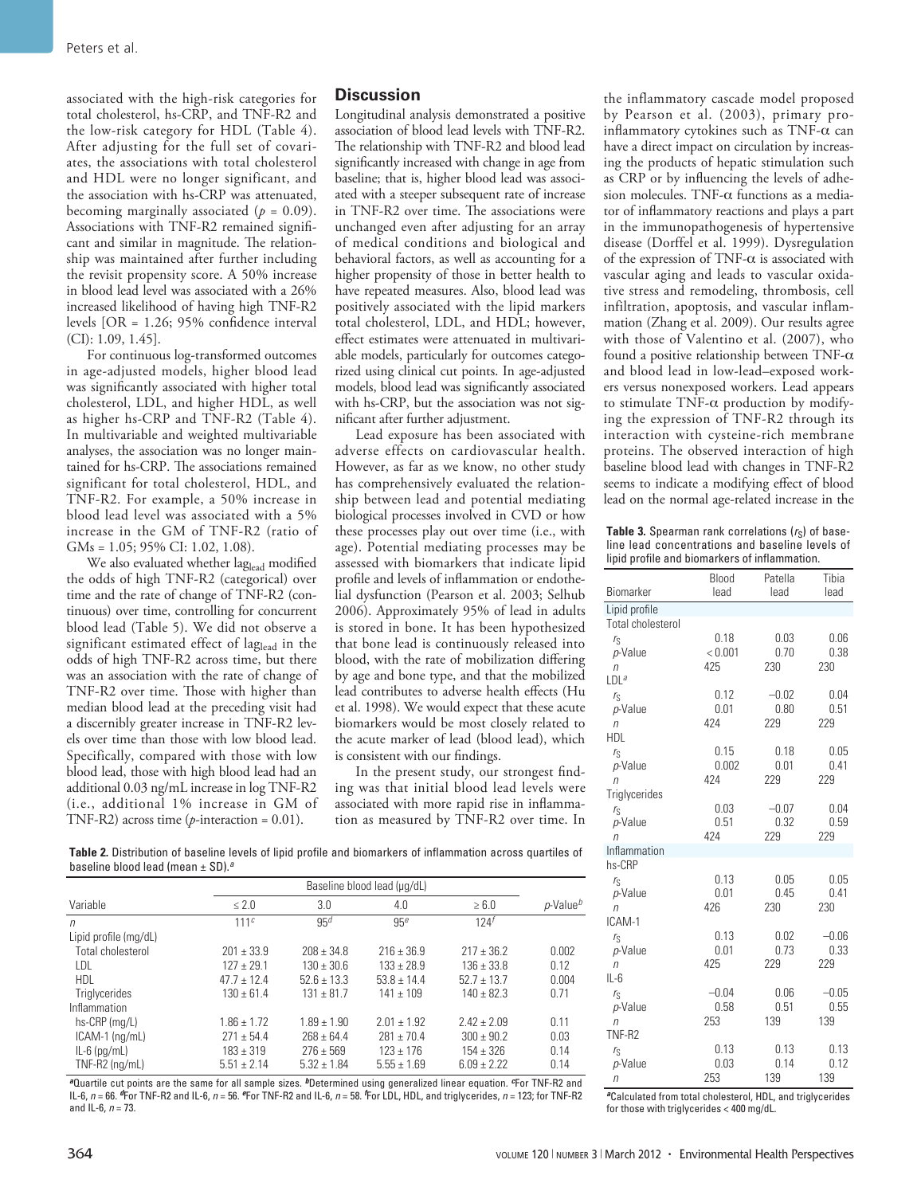associated with the high-risk categories for total cholesterol, hs-CRP, and TNF-R2 and the low-risk category for HDL (Table 4). After adjusting for the full set of covariates, the associations with total cholesterol and HDL were no longer significant, and the association with hs-CRP was attenuated, becoming marginally associated ($p = 0.09$). Associations with TNF-R2 remained significant and similar in magnitude. The relationship was maintained after further including the revisit propensity score. A 50% increase in blood lead level was associated with a 26% increased likelihood of having high TNF-R2 levels [OR = 1.26; 95% confidence interval (CI): 1.09, 1.45].

For continuous log-transformed outcomes in age-adjusted models, higher blood lead was significantly associated with higher total cholesterol, LDL, and higher HDL, as well as higher hs-CRP and TNF-R2 (Table 4). In multivariable and weighted multivariable analyses, the association was no longer maintained for hs-CRP. The associations remained significant for total cholesterol, HDL, and TNF-R2. For example, a 50% increase in blood lead level was associated with a 5% increase in the GM of TNF-R2 (ratio of GMs = 1.05; 95% CI: 1.02, 1.08).

We also evaluated whether $lag_{lead}$ modified the odds of high TNF-R2 (categorical) over time and the rate of change of TNF-R2 (continuous) over time, controlling for concurrent blood lead (Table 5). We did not observe a significant estimated effect of $lag_{lead}$ in the odds of high TNF-R2 across time, but there was an association with the rate of change of TNF-R2 over time. Those with higher than median blood lead at the preceding visit had a discernibly greater increase in TNF-R2 levels over time than those with low blood lead. Specifically, compared with those with low blood lead, those with high blood lead had an additional 0.03 ng/mL increase in log TNF-R2 (i.e., additional 1% increase in GM of TNF-R2) across time ($p$-interaction = 0.01).

## Discussion

Longitudinal analysis demonstrated a positive association of blood lead levels with TNF-R2. The relationship with TNF-R2 and blood lead significantly increased with change in age from baseline; that is, higher blood lead was associated with a steeper subsequent rate of increase in TNF-R2 over time. The associations were unchanged even after adjusting for an array of medical conditions and biological and behavioral factors, as well as accounting for a higher propensity of those in better health to have repeated measures. Also, blood lead was positively associated with the lipid markers total cholesterol, LDL, and HDL; however, effect estimates were attenuated in multivariable models, particularly for outcomes categorized using clinical cut points. In age-adjusted models, blood lead was significantly associated with hs-CRP, but the association was not significant after further adjustment.

Lead exposure has been associated with adverse effects on cardiovascular health. However, as far as we know, no other study has comprehensively evaluated the relationship between lead and potential mediating biological processes involved in CVD or how these processes play out over time (i.e., with age). Potential mediating processes may be assessed with biomarkers that indicate lipid profile and levels of inflammation or endothelial dysfunction (Pearson et al. 2003; Selhub 2006). Approximately 95% of lead in adults is stored in bone. It has been hypothesized that bone lead is continuously released into blood, with the rate of mobilization differing by age and bone type, and that the mobilized lead contributes to adverse health effects (Hu et al. 1998). We would expect that these acute biomarkers would be most closely related to the acute marker of lead (blood lead), which is consistent with our findings.

In the present study, our strongest finding was that initial blood lead levels were associated with more rapid rise in inflammation as measured by TNF-R2 over time. In the inflammatory cascade model proposed by Pearson et al. (2003), primary proinflammatory cytokines such as TNF-α can have a direct impact on circulation by increasing the products of hepatic stimulation such as CRP or by influencing the levels of adhesion molecules. TNF-α functions as a mediator of inflammatory reactions and plays a part in the immunopathogenesis of hypertensive disease (Dorffel et al. 1999). Dysregulation of the expression of TNF-α is associated with vascular aging and leads to vascular oxidative stress and remodeling, thrombosis, cell infiltration, apoptosis, and vascular inflammation (Zhang et al. 2009). Our results agree with those of Valentino et al. (2007), who found a positive relationship between TNF-α and blood lead in low-lead–exposed workers versus nonexposed workers. Lead appears to stimulate TNF-α production by modifying the expression of TNF-R2 through its interaction with cysteine-rich membrane proteins. The observed interaction of high baseline blood lead with changes in TNF-R2 seems to indicate a modifying effect of blood lead on the normal age-related increase in the

**Table 2.** Distribution of baseline levels of lipid profile and biomarkers of inflammation across quartiles of baseline blood lead (mean ± SD).[a]

| Variable | Baseline blood lead (µg/dL) | | | | $p$-Value[b] |
|---|---|---|---|---|---|
| | ≤ 2.0 | 3.0 | 4.0 | ≥ 6.0 | |
| $n$ | 111[c] | 95[d] | 95[e] | 124[f] | |
| Lipid profile (mg/dL) | | | | | |
| Total cholesterol | 201 ± 33.9 | 208 ± 34.8 | 216 ± 36.9 | 217 ± 36.2 | 0.002 |
| LDL | 127 ± 29.1 | 130 ± 30.6 | 133 ± 28.9 | 136 ± 33.8 | 0.12 |
| HDL | 47.7 ± 12.4 | 52.6 ± 13.3 | 53.8 ± 14.4 | 52.7 ± 13.7 | 0.004 |
| Triglycerides | 130 ± 61.4 | 131 ± 81.7 | 141 ± 109 | 140 ± 82.3 | 0.71 |
| Inflammation | | | | | |
| hs-CRP (mg/L) | 1.86 ± 1.72 | 1.89 ± 1.90 | 2.01 ± 1.92 | 2.42 ± 2.09 | 0.11 |
| ICAM-1 (ng/mL) | 271 ± 54.4 | 268 ± 64.4 | 281 ± 70.4 | 300 ± 90.2 | 0.03 |
| IL-6 (pg/mL) | 183 ± 319 | 276 ± 569 | 123 ± 176 | 154 ± 326 | 0.14 |
| TNF-R2 (ng/mL) | 5.51 ± 2.14 | 5.32 ± 1.84 | 5.55 ± 1.69 | 6.09 ± 2.22 | 0.14 |

[a]Quartile cut points are the same for all sample sizes. [b]Determined using generalized linear equation. [c]For TNF-R2 and IL-6, $n$ = 66. [d]For TNF-R2 and IL-6, $n$ = 56. [e]For TNF-R2 and IL-6, $n$ = 58. [f]For LDL, HDL, and triglycerides, $n$ = 123; for TNF-R2 and IL-6, $n$ = 73.

**Table 3.** Spearman rank correlations ($r_S$) of baseline lead concentrations and baseline levels of lipid profile and biomarkers of inflammation.

| Biomarker | Blood lead | Patella lead | Tibia lead |
|---|---|---|---|
| Lipid profile | | | |
| Total cholesterol | | | |
| $r_S$ | 0.18 | 0.03 | 0.06 |
| $p$-Value | < 0.001 | 0.70 | 0.38 |
| $n$ | 425 | 230 | 230 |
| LDL[a] | | | |
| $r_S$ | 0.12 | −0.02 | 0.04 |
| $p$-Value | 0.01 | 0.80 | 0.51 |
| $n$ | 424 | 229 | 229 |
| HDL | | | |
| $r_S$ | 0.15 | 0.18 | 0.05 |
| $p$-Value | 0.002 | 0.01 | 0.41 |
| $n$ | 424 | 229 | 229 |
| Triglycerides | | | |
| $r_S$ | 0.03 | −0.07 | 0.04 |
| $p$-Value | 0.51 | 0.32 | 0.59 |
| $n$ | 424 | 229 | 229 |
| Inflammation | | | |
| hs-CRP | | | |
| $r_S$ | 0.13 | 0.05 | 0.05 |
| $p$-Value | 0.01 | 0.45 | 0.41 |
| $n$ | 426 | 230 | 230 |
| ICAM-1 | | | |
| $r_S$ | 0.13 | 0.02 | −0.06 |
| $p$-Value | 0.01 | 0.73 | 0.33 |
| $n$ | 425 | 229 | 229 |
| IL-6 | | | |
| $r_S$ | −0.04 | 0.06 | −0.05 |
| $p$-Value | 0.58 | 0.51 | 0.55 |
| $n$ | 253 | 139 | 139 |
| TNF-R2 | | | |
| $r_S$ | 0.13 | 0.13 | 0.13 |
| $p$-Value | 0.03 | 0.14 | 0.12 |
| $n$ | 253 | 139 | 139 |

[a]Calculated from total cholesterol, HDL, and triglycerides for those with triglycerides < 400 mg/dL.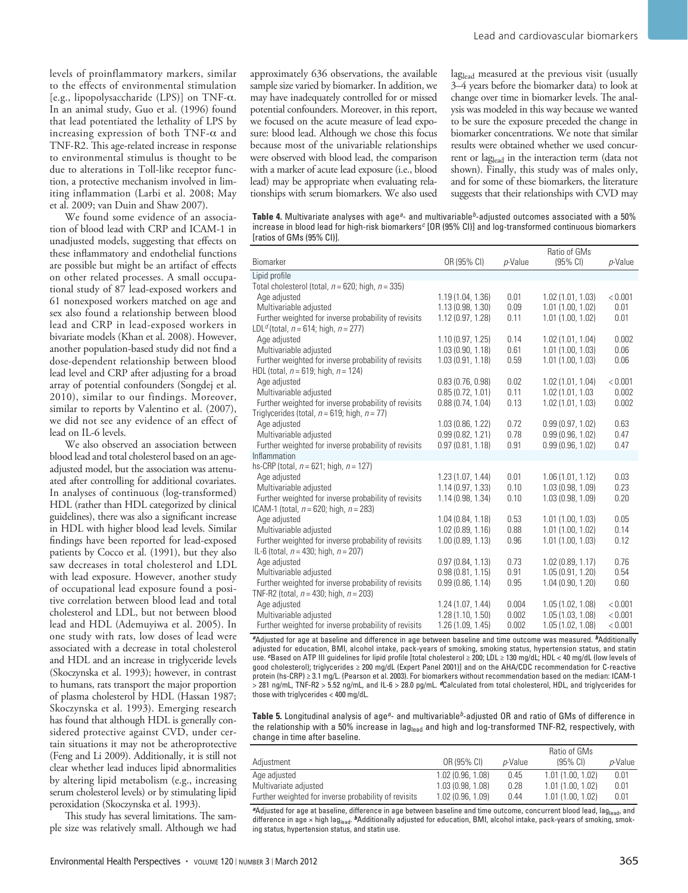levels of proinflammatory markers, similar to the effects of environmental stimulation [e.g., lipopolysaccharide (LPS)] on TNF-α. In an animal study, Guo et al. (1996) found that lead potentiated the lethality of LPS by increasing expression of both TNF-α and TNF-R2. This age-related increase in response to environmental stimulus is thought to be due to alterations in Toll-like receptor function, a protective mechanism involved in limiting inflammation (Larbi et al. 2008; May et al. 2009; van Duin and Shaw 2007).

We found some evidence of an association of blood lead with CRP and ICAM-1 in unadjusted models, suggesting that effects on these inflammatory and endothelial functions are possible but might be an artifact of effects on other related processes. A small occupational study of 87 lead-exposed workers and 61 nonexposed workers matched on age and sex also found a relationship between blood lead and CRP in lead-exposed workers in bivariate models (Khan et al. 2008). However, another population-based study did not find a dose-dependent relationship between blood lead level and CRP after adjusting for a broad array of potential confounders (Songdej et al. 2010), similar to our findings. Moreover, similar to reports by Valentino et al. (2007), we did not see any evidence of an effect of lead on IL-6 levels.

We also observed an association between blood lead and total cholesterol based on an age-adjusted model, but the association was attenuated after controlling for additional covariates. In analyses of continuous (log-transformed) HDL (rather than HDL categorized by clinical guidelines), there was also a significant increase in HDL with higher blood lead levels. Similar findings have been reported for lead-exposed patients by Cocco et al. (1991), but they also saw decreases in total cholesterol and LDL with lead exposure. However, another study of occupational lead exposure found a positive correlation between blood lead and total cholesterol and LDL, but not between blood lead and HDL (Ademuyiwa et al. 2005). In one study with rats, low doses of lead were associated with a decrease in total cholesterol and HDL and an increase in triglyceride levels (Skoczynska et al. 1993); however, in contrast to humans, rats transport the major proportion of plasma cholesterol by HDL (Hassan 1987; Skoczynska et al. 1993). Emerging research has found that although HDL is generally considered protective against CVD, under certain situations it may not be atheroprotective (Feng and Li 2009). Additionally, it is still not clear whether lead induces lipid abnormalities by altering lipid metabolism (e.g., increasing serum cholesterol levels) or by stimulating lipid peroxidation (Skoczynska et al. 1993).

This study has several limitations. The sample size was relatively small. Although we had approximately 636 observations, the available sample size varied by biomarker. In addition, we may have inadequately controlled for or missed potential confounders. Moreover, in this report, we focused on the acute measure of lead exposure: blood lead. Although we chose this focus because most of the univariable relationships were observed with blood lead, the comparison with a marker of acute lead exposure (i.e., blood lead) may be appropriate when evaluating relationships with serum biomarkers. We also used $lag_{lead}$ measured at the previous visit (usually 3–4 years before the biomarker data) to look at change over time in biomarker levels. The analysis was modeled in this way because we wanted to be sure the exposure preceded the change in biomarker concentrations. We note that similar results were obtained whether we used concurrent or $lag_{lead}$ in the interaction term (data not shown). Finally, this study was of males only, and for some of these biomarkers, the literature suggests that their relationships with CVD may

**Table 4.** Multivariate analyses with age[a]- and multivariable[b]-adjusted outcomes associated with a 50% increase in blood lead for high-risk biomarkers[c] [OR (95% CI)] and log-transformed continuous biomarkers [ratios of GMs (95% CI)].

| Biomarker | OR (95% CI) | p-Value | Ratio of GMs (95% CI) | p-Value |
|---|---|---|---|---|
| **Lipid profile** | | | | |
| Total cholesterol (total, $n = 620$; high, $n = 335$) | | | | |
| Age adjusted | 1.19 (1.04, 1.36) | 0.01 | 1.02 (1.01, 1.03) | < 0.001 |
| Multivariable adjusted | 1.13 (0.98, 1.30) | 0.09 | 1.01 (1.00, 1.02) | 0.01 |
| Further weighted for inverse probability of revisits | 1.12 (0.97, 1.28) | 0.11 | 1.01 (1.00, 1.02) | 0.01 |
| LDL[d] (total, $n = 614$; high, $n = 277$) | | | | |
| Age adjusted | 1.10 (0.97, 1.25) | 0.14 | 1.02 (1.01, 1.04) | 0.002 |
| Multivariable adjusted | 1.03 (0.90, 1.18) | 0.61 | 1.01 (1.00, 1.03) | 0.06 |
| Further weighted for inverse probability of revisits | 1.03 (0.91, 1.18) | 0.59 | 1.01 (1.00, 1.03) | 0.06 |
| HDL (total, $n = 619$; high, $n = 124$) | | | | |
| Age adjusted | 0.83 (0.76, 0.98) | 0.02 | 1.02 (1.01, 1.04) | < 0.001 |
| Multivariable adjusted | 0.85 (0.72, 1.01) | 0.11 | 1.02 (1.01, 1.03 | 0.002 |
| Further weighted for inverse probability of revisits | 0.88 (0.74, 1.04) | 0.13 | 1.02 (1.01, 1.03) | 0.002 |
| Triglycerides (total, $n = 619$; high, $n = 77$) | | | | |
| Age adjusted | 1.03 (0.86, 1.22) | 0.72 | 0.99 (0.97, 1.02) | 0.63 |
| Multivariable adjusted | 0.99 (0.82, 1.21) | 0.78 | 0.99 (0.96, 1.02) | 0.47 |
| Further weighted for inverse probability of revisits | 0.97 (0.81, 1.18) | 0.91 | 0.99 (0.96, 1.02) | 0.47 |
| **Inflammation** | | | | |
| hs-CRP (total, $n = 621$; high, $n = 127$) | | | | |
| Age adjusted | 1.23 (1.07, 1.44) | 0.01 | 1.06 (1.01, 1.12) | 0.03 |
| Multivariable adjusted | 1.14 (0.97, 1.33) | 0.10 | 1.03 (0.98, 1.09) | 0.23 |
| Further weighted for inverse probability of revisits | 1.14 (0.98, 1.34) | 0.10 | 1.03 (0.98, 1.09) | 0.20 |
| ICAM-1 (total, $n = 620$; high, $n = 283$) | | | | |
| Age adjusted | 1.04 (0.84, 1.18) | 0.53 | 1.01 (1.00, 1.03) | 0.05 |
| Multivariable adjusted | 1.02 (0.89, 1.16) | 0.88 | 1.01 (1.00, 1.02) | 0.14 |
| Further weighted for inverse probability of revisits | 1.00 (0.89, 1.13) | 0.96 | 1.01 (1.00, 1.03) | 0.12 |
| IL-6 (total, $n = 430$; high, $n = 207$) | | | | |
| Age adjusted | 0.97 (0.84, 1.13) | 0.73 | 1.02 (0.89, 1.17) | 0.76 |
| Multivariable adjusted | 0.98 (0.81, 1.15) | 0.91 | 1.05 (0.91, 1.20) | 0.54 |
| Further weighted for inverse probability of revisits | 0.99 (0.86, 1.14) | 0.95 | 1.04 (0.90, 1.20) | 0.60 |
| TNF-R2 (total, $n = 430$; high, $n = 203$) | | | | |
| Age adjusted | 1.24 (1.07, 1.44) | 0.004 | 1.05 (1.02, 1.08) | < 0.001 |
| Multivariable adjusted | 1.28 (1.10, 1.50) | 0.002 | 1.05 (1.03, 1.08) | < 0.001 |
| Further weighted for inverse probability of revisits | 1.26 (1.09, 1.45) | 0.002 | 1.05 (1.02, 1.08) | < 0.001 |

[a]Adjusted for age at baseline and difference in age between baseline and time outcome was measured. [b]Additionally adjusted for education, BMI, alcohol intake, pack-years of smoking, smoking status, hypertension status, and statin use. [c]Based on ATP III guidelines for lipid profile [total cholesterol ≥ 200; LDL ≥ 130 mg/dL; HDL < 40 mg/dL (low levels of good cholesterol); triglycerides ≥ 200 mg/dL (Expert Panel 2001)] and on the AHA/CDC recommendation for C-reactive protein (hs-CRP) ≥ 3.1 mg/L. (Pearson et al. 2003). For biomarkers without recommendation based on the median: ICAM-1 > 281 ng/mL, TNF-R2 > 5.52 ng/mL, and IL-6 > 28.0 pg/mL. [d]Calculated from total cholesterol, HDL, and triglycerides for those with triglycerides < 400 mg/dL.

**Table 5.** Longitudinal analysis of age[a]- and multivariable[b]-adjusted OR and ratio of GMs of difference in the relationship with a 50% increase in $lag_{lead}$ and high and log-transformed TNF-R2, respectively, with change in time after baseline.

| Adjustment | OR (95% CI) | p-Value | Ratio of GMs (95% CI) | p-Value |
|---|---|---|---|---|
| Age adjusted | 1.02 (0.96, 1.08) | 0.45 | 1.01 (1.00, 1.02) | 0.01 |
| Multivariate adjusted | 1.03 (0.98, 1.08) | 0.28 | 1.01 (1.00, 1.02) | 0.01 |
| Further weighted for inverse probability of revisits | 1.02 (0.96, 1.09) | 0.44 | 1.01 (1.00, 1.02) | 0.01 |

[a]Adjusted for age at baseline, difference in age between baseline and time outcome, concurrent blood lead, $lag_{lead}$, and difference in age × high $lag_{lead}$. [b]Additionally adjusted for education, BMI, alcohol intake, pack-years of smoking, smoking status, hypertension status, and statin use.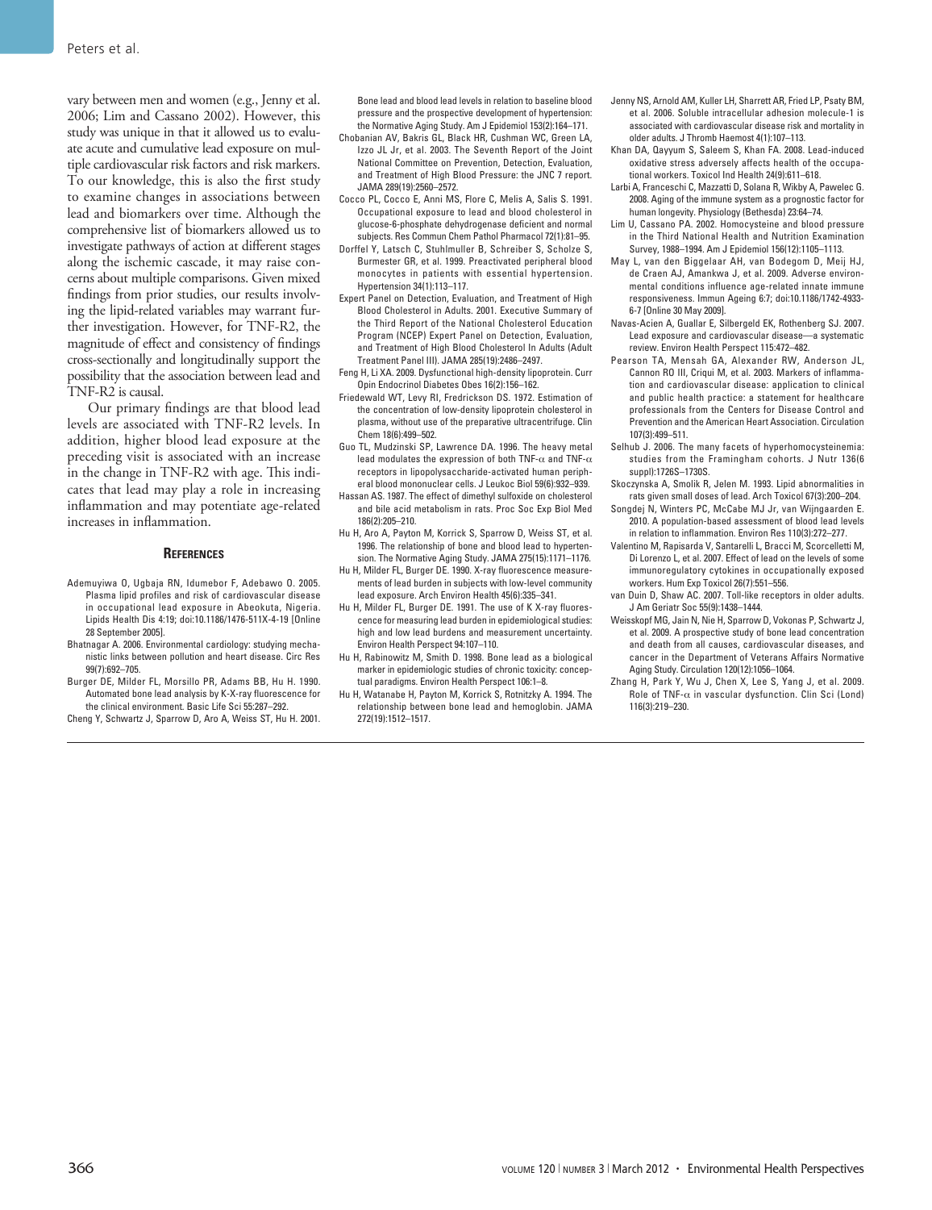vary between men and women (e.g., Jenny et al. 2006; Lim and Cassano 2002). However, this study was unique in that it allowed us to evaluate acute and cumulative lead exposure on multiple cardiovascular risk factors and risk markers. To our knowledge, this is also the first study to examine changes in associations between lead and biomarkers over time. Although the comprehensive list of biomarkers allowed us to investigate pathways of action at different stages along the ischemic cascade, it may raise concerns about multiple comparisons. Given mixed findings from prior studies, our results involving the lipid-related variables may warrant further investigation. However, for TNF-R2, the magnitude of effect and consistency of findings cross-sectionally and longitudinally support the possibility that the association between lead and TNF-R2 is causal.

Our primary findings are that blood lead levels are associated with TNF-R2 levels. In addition, higher blood lead exposure at the preceding visit is associated with an increase in the change in TNF-R2 with age. This indicates that lead may play a role in increasing inflammation and may potentiate age-related increases in inflammation.

## References

- Ademuyiwa O, Ugbaja RN, Idumebor F, Adebawo O. 2005. Plasma lipid profiles and risk of cardiovascular disease in occupational lead exposure in Abeokuta, Nigeria. Lipids Health Dis 4:19; doi:10.1186/1476-511X-4-19 [Online 28 September 2005].
- Bhatnagar A. 2006. Environmental cardiology: studying mechanistic links between pollution and heart disease. Circ Res 99(7):692–705.
- Burger DE, Milder FL, Morsillo PR, Adams BB, Hu H. 1990. Automated bone lead analysis by K-X-ray fluorescence for the clinical environment. Basic Life Sci 55:287–292.
- Cheng Y, Schwartz J, Sparrow D, Aro A, Weiss ST, Hu H. 2001. Bone lead and blood lead levels in relation to baseline blood pressure and the prospective development of hypertension: the Normative Aging Study. Am J Epidemiol 153(2):164–171.
- Chobanian AV, Bakris GL, Black HR, Cushman WC, Green LA, Izzo JL Jr, et al. 2003. The Seventh Report of the Joint National Committee on Prevention, Detection, Evaluation, and Treatment of High Blood Pressure: the JNC 7 report. JAMA 289(19):2560–2572.
- Cocco PL, Cocco E, Anni MS, Flore C, Melis A, Salis S. 1991. Occupational exposure to lead and blood cholesterol in glucose-6-phosphate dehydrogenase deficient and normal subjects. Res Commun Chem Pathol Pharmacol 72(1):81–95.
- Dorffel Y, Latsch C, Stuhlmuller B, Schreiber S, Scholze S, Burmester GR, et al. 1999. Preactivated peripheral blood monocytes in patients with essential hypertension. Hypertension 34(1):113–117.
- Expert Panel on Detection, Evaluation, and Treatment of High Blood Cholesterol in Adults. 2001. Executive Summary of the Third Report of the National Cholesterol Education Program (NCEP) Expert Panel on Detection, Evaluation, and Treatment of High Blood Cholesterol In Adults (Adult Treatment Panel III). JAMA 285(19):2486–2497.
- Feng H, Li XA. 2009. Dysfunctional high-density lipoprotein. Curr Opin Endocrinol Diabetes Obes 16(2):156–162.
- Friedewald WT, Levy RI, Fredrickson DS. 1972. Estimation of the concentration of low-density lipoprotein cholesterol in plasma, without use of the preparative ultracentrifuge. Clin Chem 18(6):499–502.
- Guo TL, Mudzinski SP, Lawrence DA. 1996. The heavy metal lead modulates the expression of both TNF-α and TNF-α receptors in lipopolysaccharide-activated human peripheral blood mononuclear cells. J Leukoc Biol 59(6):932–939.
- Hassan AS. 1987. The effect of dimethyl sulfoxide on cholesterol and bile acid metabolism in rats. Proc Soc Exp Biol Med 186(2):205–210.
- Hu H, Aro A, Payton M, Korrick S, Sparrow D, Weiss ST, et al. 1996. The relationship of bone and blood lead to hypertension. The Normative Aging Study. JAMA 275(15):1171–1176.
- Hu H, Milder FL, Burger DE. 1990. X-ray fluorescence measurements of lead burden in subjects with low-level community lead exposure. Arch Environ Health 45(6):335–341.
- Hu H, Milder FL, Burger DE. 1991. The use of K X-ray fluorescence for measuring lead burden in epidemiological studies: high and low lead burdens and measurement uncertainty. Environ Health Perspect 94:107–110.
- Hu H, Rabinowitz M, Smith D. 1998. Bone lead as a biological marker in epidemiologic studies of chronic toxicity: conceptual paradigms. Environ Health Perspect 106:1–8.
- Hu H, Watanabe H, Payton M, Korrick S, Rotnitzky A. 1994. The relationship between bone lead and hemoglobin. JAMA 272(19):1512–1517.
- Jenny NS, Arnold AM, Kuller LH, Sharrett AR, Fried LP, Psaty BM, et al. 2006. Soluble intracellular adhesion molecule-1 is associated with cardiovascular disease risk and mortality in older adults. J Thromb Haemost 4(1):107–113.
- Khan DA, Qayyum S, Saleem S, Khan FA. 2008. Lead-induced oxidative stress adversely affects health of the occupational workers. Toxicol Ind Health 24(9):611–618.
- Larbi A, Franceschi C, Mazzatti D, Solana R, Wikby A, Pawelec G. 2008. Aging of the immune system as a prognostic factor for human longevity. Physiology (Bethesda) 23:64–74.
- Lim U, Cassano PA. 2002. Homocysteine and blood pressure in the Third National Health and Nutrition Examination Survey, 1988–1994. Am J Epidemiol 156(12):1105–1113.
- May L, van den Biggelaar AH, van Bodegom D, Meij HJ, de Craen AJ, Amankwa J, et al. 2009. Adverse environmental conditions influence age-related innate immune responsiveness. Immun Ageing 6:7; doi:10.1186/1742-4933-6-7 [Online 30 May 2009].
- Navas-Acien A, Guallar E, Silbergeld EK, Rothenberg SJ. 2007. Lead exposure and cardiovascular disease—a systematic review. Environ Health Perspect 115:472–482.
- Pearson TA, Mensah GA, Alexander RW, Anderson JL, Cannon RO III, Criqui M, et al. 2003. Markers of inflammation and cardiovascular disease: application to clinical and public health practice: a statement for healthcare professionals from the Centers for Disease Control and Prevention and the American Heart Association. Circulation 107(3):499–511.
- Selhub J. 2006. The many facets of hyperhomocysteinemia: studies from the Framingham cohorts. J Nutr 136(6 suppl):1726S–1730S.
- Skoczynska A, Smolik R, Jelen M. 1993. Lipid abnormalities in rats given small doses of lead. Arch Toxicol 67(3):200–204.
- Songdej N, Winters PC, McCabe MJ Jr, van Wijngaarden E. 2010. A population-based assessment of blood lead levels in relation to inflammation. Environ Res 110(3):272–277.
- Valentino M, Rapisarda V, Santarelli L, Bracci M, Scorcelletti M, Di Lorenzo L, et al. 2007. Effect of lead on the levels of some immunoregulatory cytokines in occupationally exposed workers. Hum Exp Toxicol 26(7):551–556.
- van Duin D, Shaw AC. 2007. Toll-like receptors in older adults. J Am Geriatr Soc 55(9):1438–1444.
- Weisskopf MG, Jain N, Nie H, Sparrow D, Vokonas P, Schwartz J, et al. 2009. A prospective study of bone lead concentration and death from all causes, cardiovascular diseases, and cancer in the Department of Veterans Affairs Normative Aging Study. Circulation 120(12):1056–1064.
- Zhang H, Park Y, Wu J, Chen X, Lee S, Yang J, et al. 2009. Role of TNF-α in vascular dysfunction. Clin Sci (Lond) 116(3):219–230.